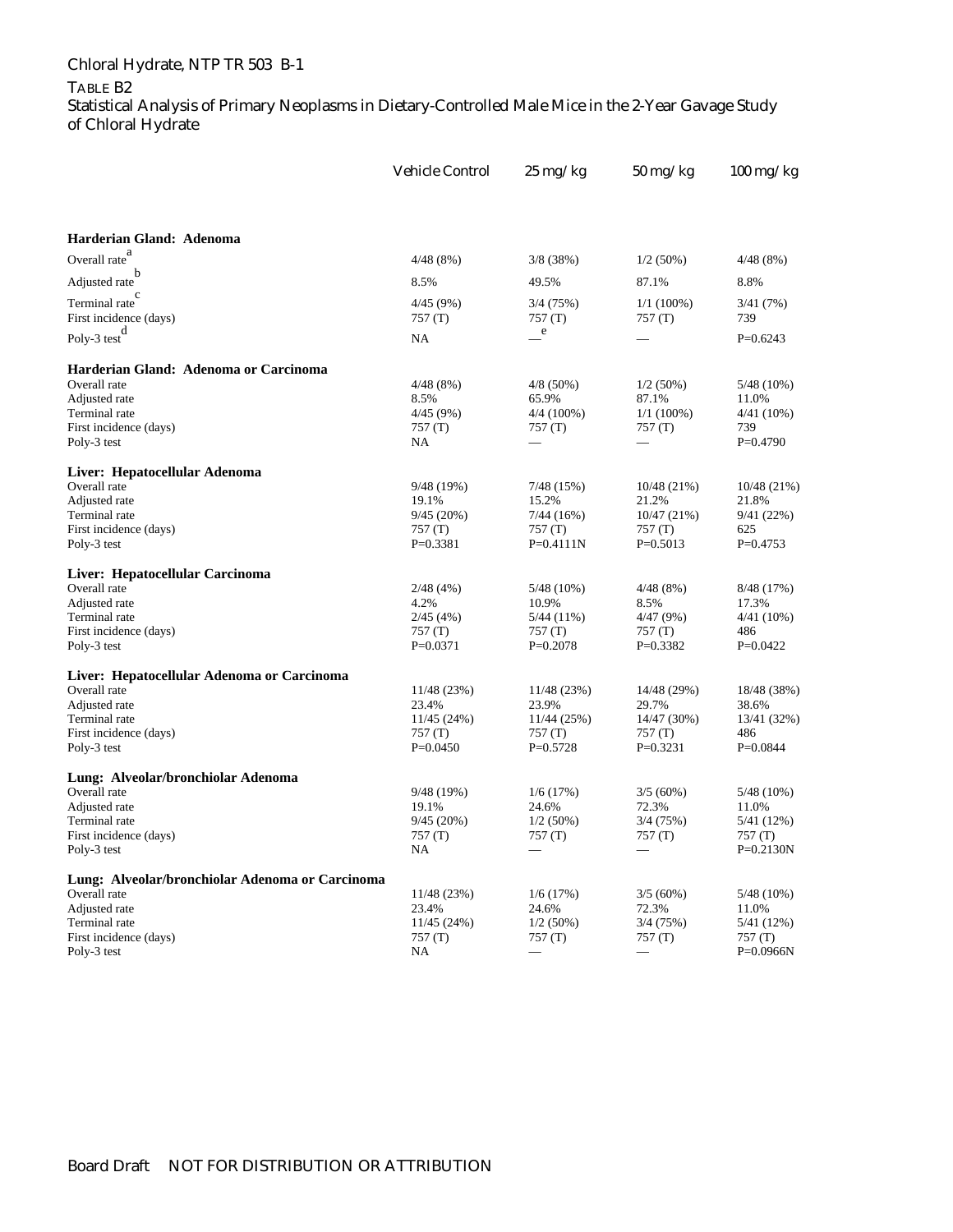TABLE B2
Statistical Analysis of Primary Neoplasms in Dietary-Controlled Male Mice in the 2-Year Gavage Study of Chloral Hydrate

| | Vehicle Control | 25 mg/kg | 50 mg/kg | 100 mg/kg |
|---|---|---|---|---|
| **Harderian Gland: Adenoma** | | | | |
| Overall rate[a] | 4/48 (8%) | 3/8 (38%) | 1/2 (50%) | 4/48 (8%) |
| Adjusted rate[b] | 8.5% | 49.5% | 87.1% | 8.8% |
| Terminal rate[c] | 4/45 (9%) | 3/4 (75%) | 1/1 (100%) | 3/41 (7%) |
| First incidence (days) | 757 (T) | 757 (T) | 757 (T) | 739 |
| Poly-3 test[d] | NA | —[e] | — | P=0.6243 |
| **Harderian Gland: Adenoma or Carcinoma** | | | | |
| Overall rate | 4/48 (8%) | 4/8 (50%) | 1/2 (50%) | 5/48 (10%) |
| Adjusted rate | 8.5% | 65.9% | 87.1% | 11.0% |
| Terminal rate | 4/45 (9%) | 4/4 (100%) | 1/1 (100%) | 4/41 (10%) |
| First incidence (days) | 757 (T) | 757 (T) | 757 (T) | 739 |
| Poly-3 test | NA | — | — | P=0.4790 |
| **Liver: Hepatocellular Adenoma** | | | | |
| Overall rate | 9/48 (19%) | 7/48 (15%) | 10/48 (21%) | 10/48 (21%) |
| Adjusted rate | 19.1% | 15.2% | 21.2% | 21.8% |
| Terminal rate | 9/45 (20%) | 7/44 (16%) | 10/47 (21%) | 9/41 (22%) |
| First incidence (days) | 757 (T) | 757 (T) | 757 (T) | 625 |
| Poly-3 test | P=0.3381 | P=0.4111N | P=0.5013 | P=0.4753 |
| **Liver: Hepatocellular Carcinoma** | | | | |
| Overall rate | 2/48 (4%) | 5/48 (10%) | 4/48 (8%) | 8/48 (17%) |
| Adjusted rate | 4.2% | 10.9% | 8.5% | 17.3% |
| Terminal rate | 2/45 (4%) | 5/44 (11%) | 4/47 (9%) | 4/41 (10%) |
| First incidence (days) | 757 (T) | 757 (T) | 757 (T) | 486 |
| Poly-3 test | P=0.0371 | P=0.2078 | P=0.3382 | P=0.0422 |
| **Liver: Hepatocellular Adenoma or Carcinoma** | | | | |
| Overall rate | 11/48 (23%) | 11/48 (23%) | 14/48 (29%) | 18/48 (38%) |
| Adjusted rate | 23.4% | 23.9% | 29.7% | 38.6% |
| Terminal rate | 11/45 (24%) | 11/44 (25%) | 14/47 (30%) | 13/41 (32%) |
| First incidence (days) | 757 (T) | 757 (T) | 757 (T) | 486 |
| Poly-3 test | P=0.0450 | P=0.5728 | P=0.3231 | P=0.0844 |
| **Lung: Alveolar/bronchiolar Adenoma** | | | | |
| Overall rate | 9/48 (19%) | 1/6 (17%) | 3/5 (60%) | 5/48 (10%) |
| Adjusted rate | 19.1% | 24.6% | 72.3% | 11.0% |
| Terminal rate | 9/45 (20%) | 1/2 (50%) | 3/4 (75%) | 5/41 (12%) |
| First incidence (days) | 757 (T) | 757 (T) | 757 (T) | 757 (T) |
| Poly-3 test | NA | — | — | P=0.2130N |
| **Lung: Alveolar/bronchiolar Adenoma or Carcinoma** | | | | |
| Overall rate | 11/48 (23%) | 1/6 (17%) | 3/5 (60%) | 5/48 (10%) |
| Adjusted rate | 23.4% | 24.6% | 72.3% | 11.0% |
| Terminal rate | 11/45 (24%) | 1/2 (50%) | 3/4 (75%) | 5/41 (12%) |
| First incidence (days) | 757 (T) | 757 (T) | 757 (T) | 757 (T) |
| Poly-3 test | NA | — | — | P=0.0966N |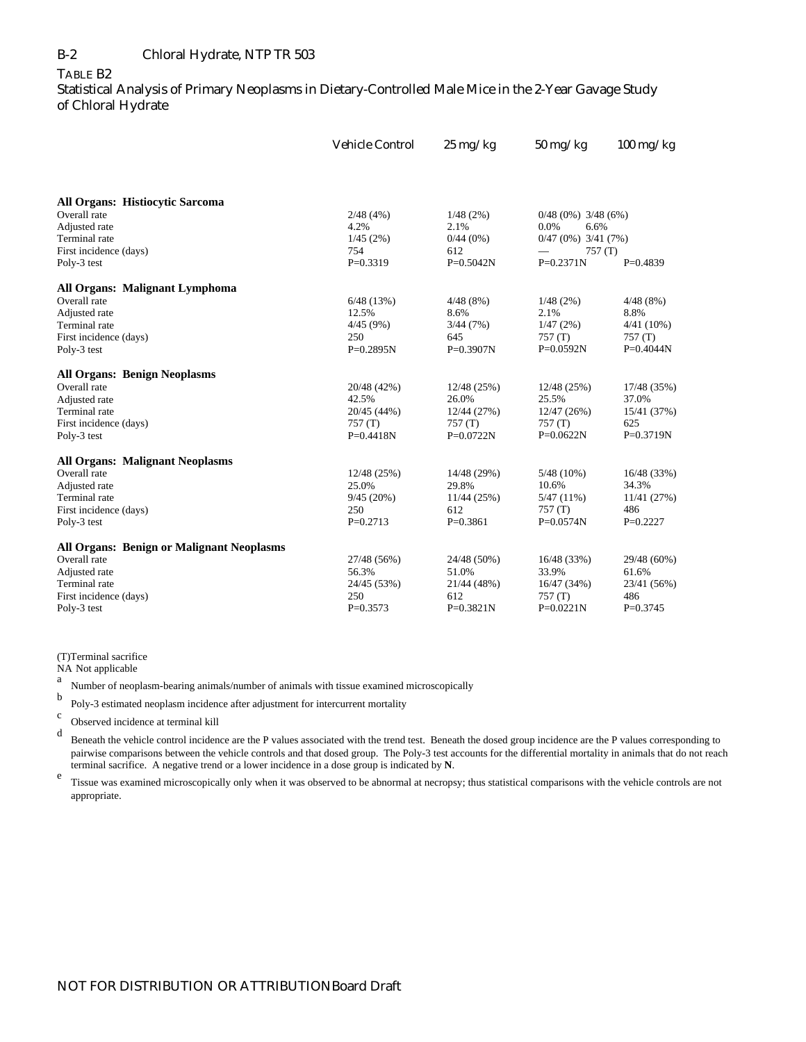TABLE B2
Statistical Analysis of Primary Neoplasms in Dietary-Controlled Male Mice in the 2-Year Gavage Study of Chloral Hydrate

| | Vehicle Control | 25 mg/kg | 50 mg/kg | 100 mg/kg |
|---|---|---|---|---|
| **All Organs: Histiocytic Sarcoma** | | | | |
| Overall rate | 2/48 (4%) | 1/48 (2%) | 0/48 (0%) | 3/48 (6%) |
| Adjusted rate | 4.2% | 2.1% | 0.0% | 6.6% |
| Terminal rate | 1/45 (2%) | 0/44 (0%) | 0/47 (0%) | 3/41 (7%) |
| First incidence (days) | 754 | 612 | — | 757 (T) |
| Poly-3 test | P=0.3319 | P=0.5042N | P=0.2371N | P=0.4839 |
| **All Organs: Malignant Lymphoma** | | | | |
| Overall rate | 6/48 (13%) | 4/48 (8%) | 1/48 (2%) | 4/48 (8%) |
| Adjusted rate | 12.5% | 8.6% | 2.1% | 8.8% |
| Terminal rate | 4/45 (9%) | 3/44 (7%) | 1/47 (2%) | 4/41 (10%) |
| First incidence (days) | 250 | 645 | 757 (T) | 757 (T) |
| Poly-3 test | P=0.2895N | P=0.3907N | P=0.0592N | P=0.4044N |
| **All Organs: Benign Neoplasms** | | | | |
| Overall rate | 20/48 (42%) | 12/48 (25%) | 12/48 (25%) | 17/48 (35%) |
| Adjusted rate | 42.5% | 26.0% | 25.5% | 37.0% |
| Terminal rate | 20/45 (44%) | 12/44 (27%) | 12/47 (26%) | 15/41 (37%) |
| First incidence (days) | 757 (T) | 757 (T) | 757 (T) | 625 |
| Poly-3 test | P=0.4418N | P=0.0722N | P=0.0622N | P=0.3719N |
| **All Organs: Malignant Neoplasms** | | | | |
| Overall rate | 12/48 (25%) | 14/48 (29%) | 5/48 (10%) | 16/48 (33%) |
| Adjusted rate | 25.0% | 29.8% | 10.6% | 34.3% |
| Terminal rate | 9/45 (20%) | 11/44 (25%) | 5/47 (11%) | 11/41 (27%) |
| First incidence (days) | 250 | 612 | 757 (T) | 486 |
| Poly-3 test | P=0.2713 | P=0.3861 | P=0.0574N | P=0.2227 |
| **All Organs: Benign or Malignant Neoplasms** | | | | |
| Overall rate | 27/48 (56%) | 24/48 (50%) | 16/48 (33%) | 29/48 (60%) |
| Adjusted rate | 56.3% | 51.0% | 33.9% | 61.6% |
| Terminal rate | 24/45 (53%) | 21/44 (48%) | 16/47 (34%) | 23/41 (56%) |
| First incidence (days) | 250 | 612 | 757 (T) | 486 |
| Poly-3 test | P=0.3573 | P=0.3821N | P=0.0221N | P=0.3745 |

(T)Terminal sacrifice
NA Not applicable
[a] Number of neoplasm-bearing animals/number of animals with tissue examined microscopically
[b] Poly-3 estimated neoplasm incidence after adjustment for intercurrent mortality
[c] Observed incidence at terminal kill
[d] Beneath the vehicle control incidence are the P values associated with the trend test. Beneath the dosed group incidence are the P values corresponding to pairwise comparisons between the vehicle controls and that dosed group. The Poly-3 test accounts for the differential mortality in animals that do not reach terminal sacrifice. A negative trend or a lower incidence in a dose group is indicated by **N**.
[e] Tissue was examined microscopically only when it was observed to be abnormal at necropsy; thus statistical comparisons with the vehicle controls are not appropriate.